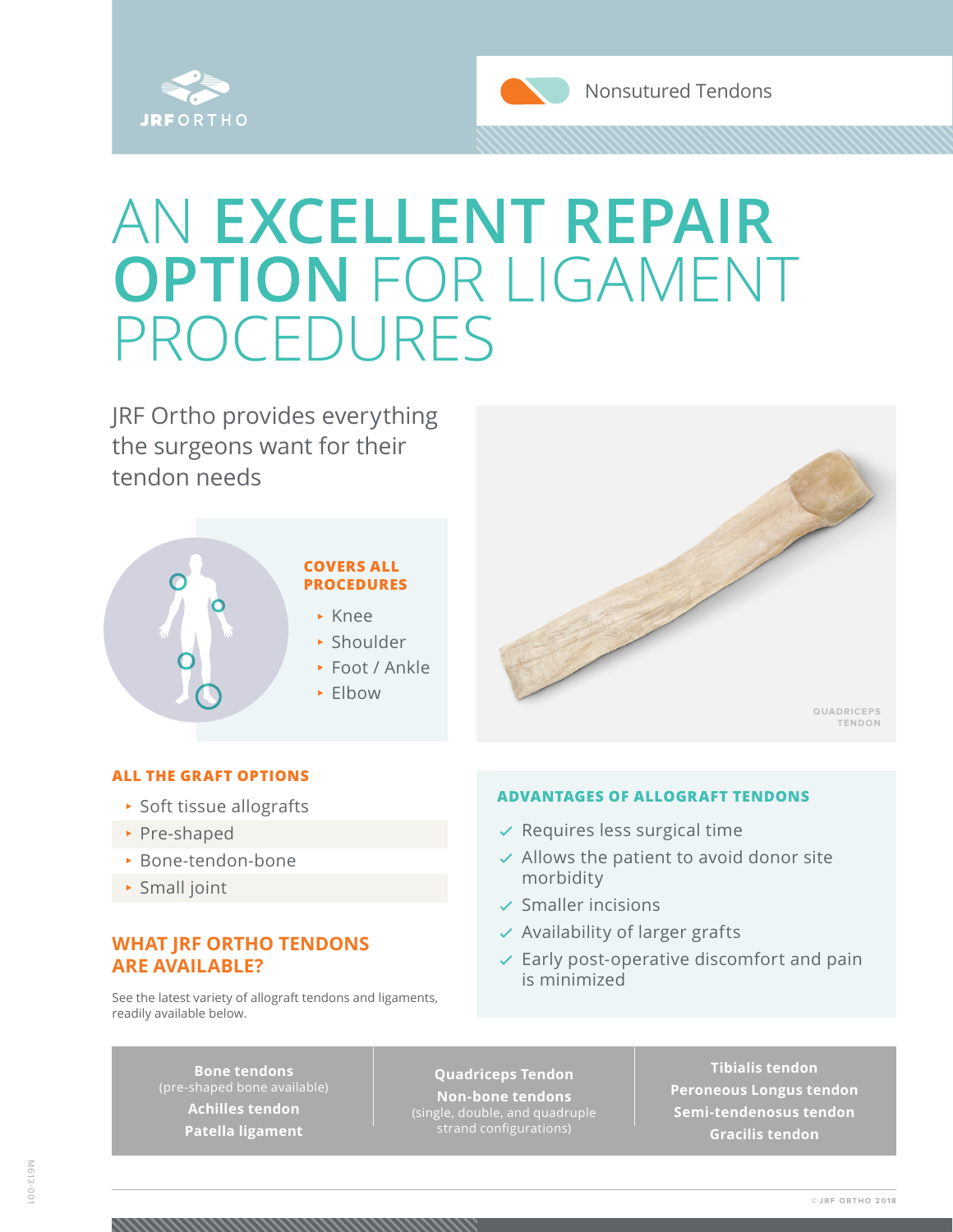JRF ORTHO

Nonsutured Tendons

# AN EXCELLENT REPAIR OPTION FOR LIGAMENT PROCEDURES

JRF Ortho provides everything the surgeons want for their tendon needs

### COVERS ALL PROCEDURES

- Knee
- Shoulder
- Foot / Ankle
- Elbow

QUADRICEPS TENDON

### ALL THE GRAFT OPTIONS

- Soft tissue allografts
- Pre-shaped
- Bone-tendon-bone
- Small joint

### ADVANTAGES OF ALLOGRAFT TENDONS

- ✓ Requires less surgical time
- ✓ Allows the patient to avoid donor site morbidity
- ✓ Smaller incisions
- ✓ Availability of larger grafts
- ✓ Early post-operative discomfort and pain is minimized

## WHAT JRF ORTHO TENDONS ARE AVAILABLE?

See the latest variety of allograft tendons and ligaments, readily available below.

| | | |
|---|---|---|
| **Bone tendons** (pre-shaped bone available)<br>**Achilles tendon**<br>**Patella ligament** | **Quadriceps Tendon**<br>**Non-bone tendons** (single, double, and quadruple strand configurations) | **Tibialis tendon**<br>**Peroneous Longus tendon**<br>**Semi-tendenosus tendon**<br>**Gracilis tendon** |

M613-001

©JRF ORTHO 2018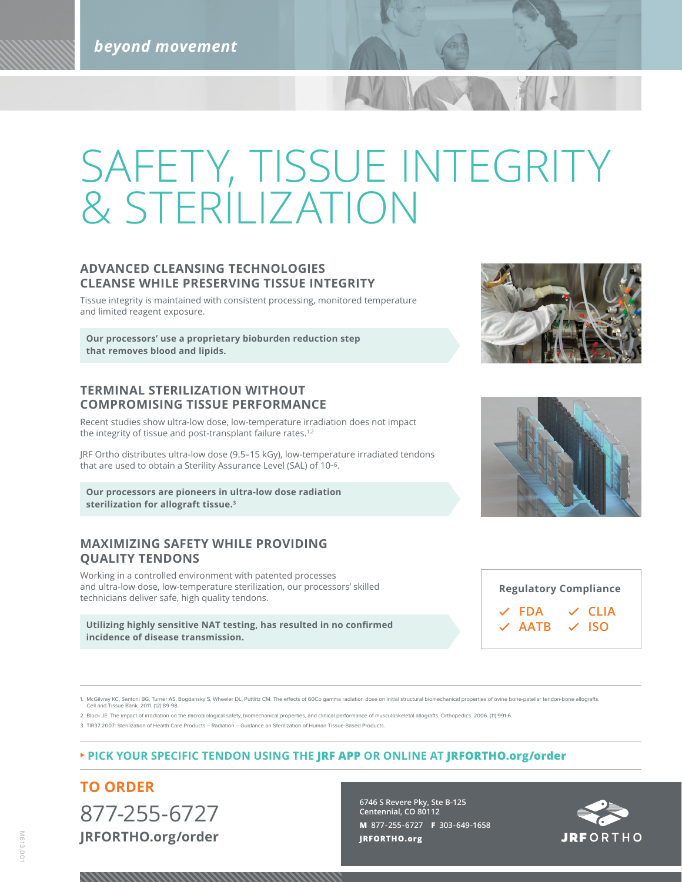*beyond movement*

# SAFETY, TISSUE INTEGRITY & STERILIZATION

## ADVANCED CLEANSING TECHNOLOGIES CLEANSE WHILE PRESERVING TISSUE INTEGRITY

Tissue integrity is maintained with consistent processing, monitored temperature and limited reagent exposure.

**Our processors' use a proprietary bioburden reduction step that removes blood and lipids.**

## TERMINAL STERILIZATION WITHOUT COMPROMISING TISSUE PERFORMANCE

Recent studies show ultra-low dose, low-temperature irradiation does not impact the integrity of tissue and post-transplant failure rates.[1,2]

JRF Ortho distributes ultra-low dose (9.5–15 kGy), low-temperature irradiated tendons that are used to obtain a Sterility Assurance Level (SAL) of $10^{-6}$.

**Our processors are pioneers in ultra-low dose radiation sterilization for allograft tissue.[3]**

## MAXIMIZING SAFETY WHILE PROVIDING QUALITY TENDONS

Working in a controlled environment with patented processes and ultra-low dose, low-temperature sterilization, our processors' skilled technicians deliver safe, high quality tendons.

**Utilizing highly sensitive NAT testing, has resulted in no confirmed incidence of disease transmission.**

**Regulatory Compliance**

- ✓ FDA
- ✓ CLIA
- ✓ AATB
- ✓ ISO

1. McGilvray KC, Santoni BG, Turner AS, Bogdansky S, Wheeler DL, Puttlitz CM. The effects of 60Co gamma radiation dose on initial structural biomechanical properties of ovine bone-patellar tendon-bone allografts. Cell and Tissue Bank. 2011. (12):89-98.
2. Block JE. The impact of irradiation on the microbiological safety, biomechanical properties, and clinical performance of musculoskeletal allografts. Orthopedics. 2006. (11):991-6.
3. TIR37:2007: Sterilization of Health Care Products – Radiation – Guidance on Sterilization of Human Tissue-Based Products.

**PICK YOUR SPECIFIC TENDON USING THE JRF APP OR ONLINE AT JRFORTHO.org/order**

**TO ORDER**

877-255-6727

**JRFORTHO.org/order**

6746 S Revere Pky, Ste B-125
Centennial, CO 80112
**M** 877-255-6727 **F** 303-649-1658
**JRFORTHO.org**

JRF ORTHO

M613.001